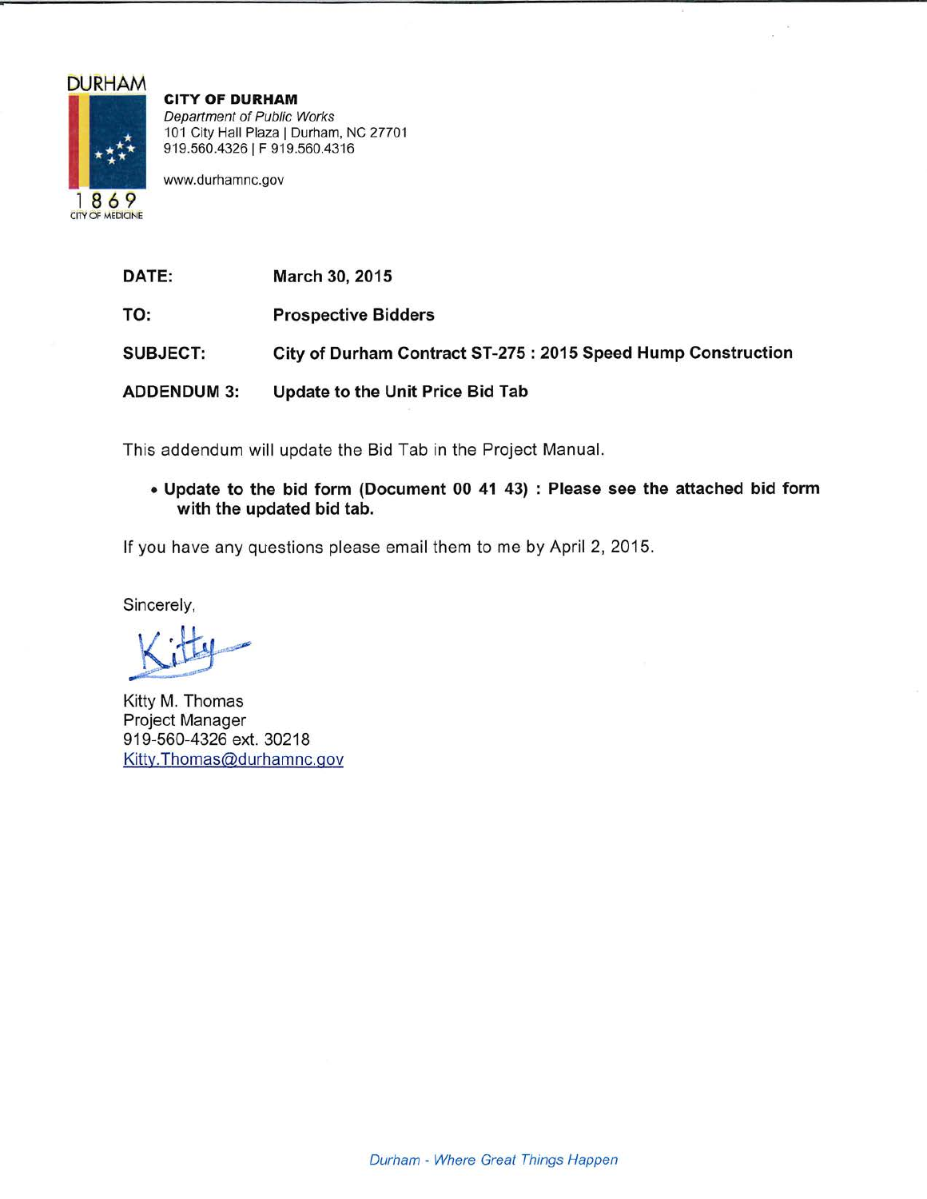DURHAM

1869

CITY OF MEDICINE

**CITY OF DURHAM**

*Department of Public Works*
101 City Hall Plaza | Durham, NC 27701
919.560.4326 | F 919.560.4316

www.durhamnc.gov

**DATE:** **March 30, 2015**

**TO:** **Prospective Bidders**

**SUBJECT:** **City of Durham Contract ST-275 : 2015 Speed Hump Construction**

**ADDENDUM 3:** **Update to the Unit Price Bid Tab**

This addendum will update the Bid Tab in the Project Manual.

- **Update to the bid form (Document 00 41 43) : Please see the attached bid form with the updated bid tab.**

If you have any questions please email them to me by April 2, 2015.

Sincerely,

Kitty

Kitty M. Thomas
Project Manager
919-560-4326 ext. 30218
Kitty.Thomas@durhamnc.gov

*Durham - Where Great Things Happen*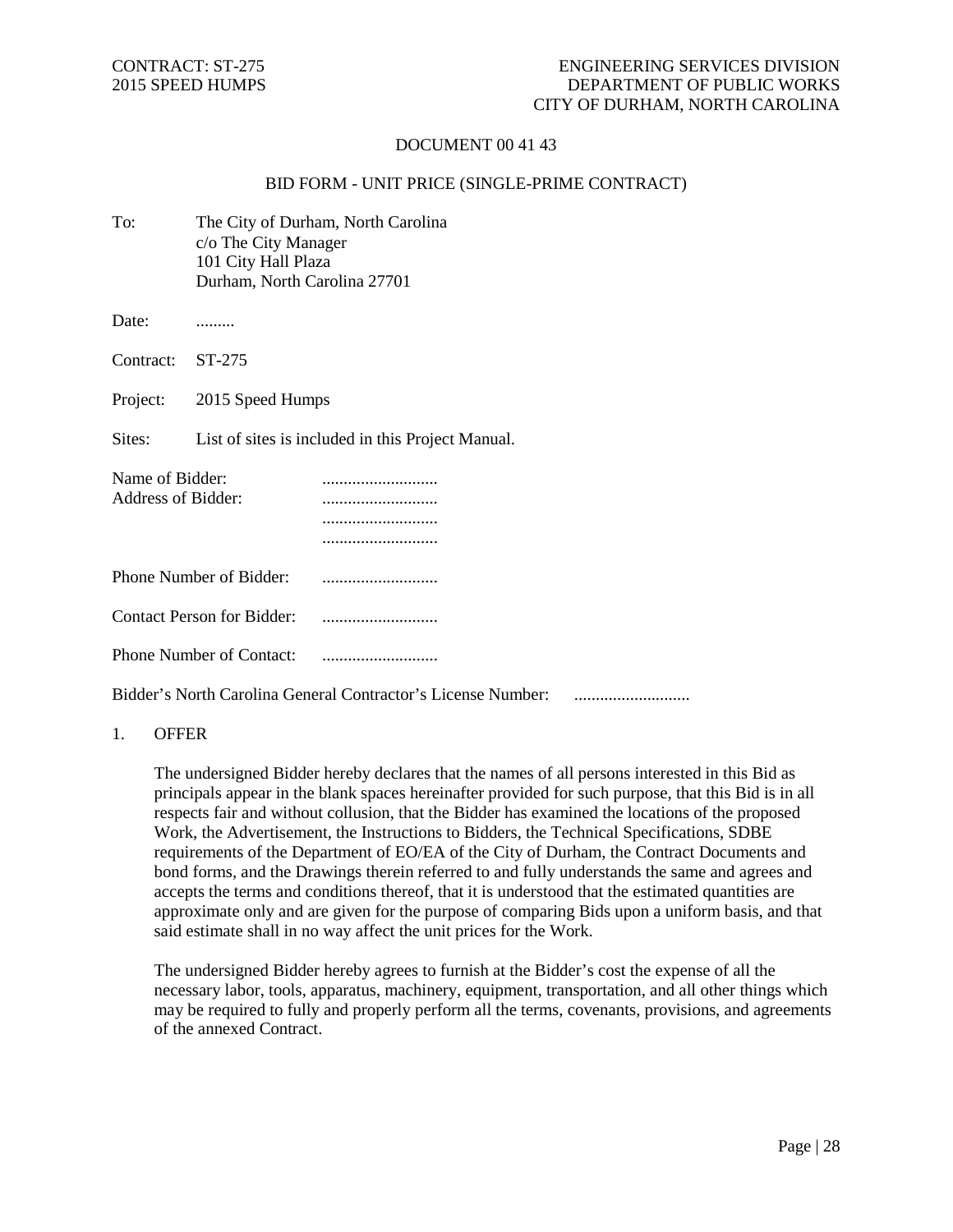CONTRACT: ST-275
2015 SPEED HUMPS

ENGINEERING SERVICES DIVISION
DEPARTMENT OF PUBLIC WORKS
CITY OF DURHAM, NORTH CAROLINA

DOCUMENT 00 41 43

BID FORM - UNIT PRICE (SINGLE-PRIME CONTRACT)

To: The City of Durham, North Carolina
c/o The City Manager
101 City Hall Plaza
Durham, North Carolina 27701

Date: .........

Contract: ST-275

Project: 2015 Speed Humps

Sites: List of sites is included in this Project Manual.

Name of Bidder: ...........................
Address of Bidder: ...........................
...........................
...........................

Phone Number of Bidder: ...........................

Contact Person for Bidder: ...........................

Phone Number of Contact: ...........................

Bidder's North Carolina General Contractor's License Number: ...........................

1. OFFER

The undersigned Bidder hereby declares that the names of all persons interested in this Bid as principals appear in the blank spaces hereinafter provided for such purpose, that this Bid is in all respects fair and without collusion, that the Bidder has examined the locations of the proposed Work, the Advertisement, the Instructions to Bidders, the Technical Specifications, SDBE requirements of the Department of EO/EA of the City of Durham, the Contract Documents and bond forms, and the Drawings therein referred to and fully understands the same and agrees and accepts the terms and conditions thereof, that it is understood that the estimated quantities are approximate only and are given for the purpose of comparing Bids upon a uniform basis, and that said estimate shall in no way affect the unit prices for the Work.

The undersigned Bidder hereby agrees to furnish at the Bidder's cost the expense of all the necessary labor, tools, apparatus, machinery, equipment, transportation, and all other things which may be required to fully and properly perform all the terms, covenants, provisions, and agreements of the annexed Contract.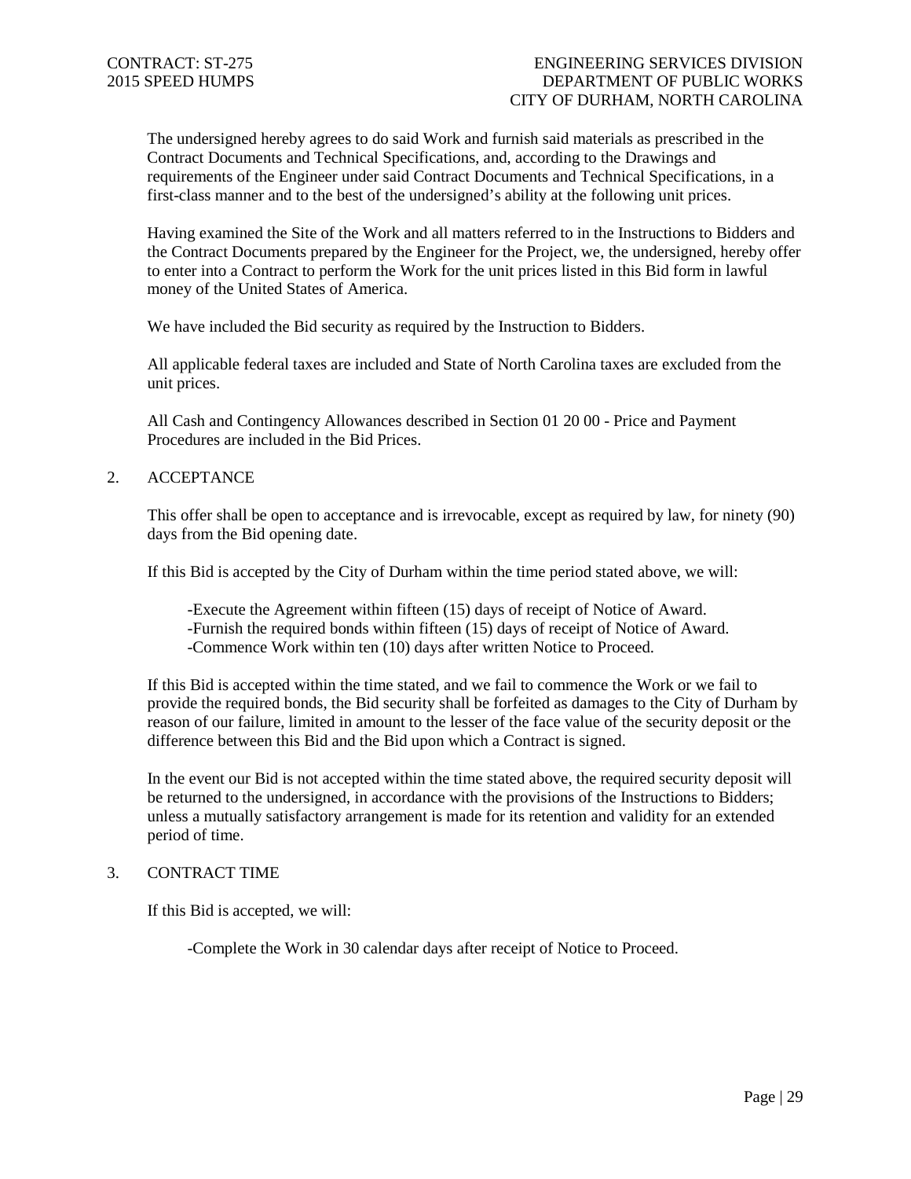The undersigned hereby agrees to do said Work and furnish said materials as prescribed in the Contract Documents and Technical Specifications, and, according to the Drawings and requirements of the Engineer under said Contract Documents and Technical Specifications, in a first-class manner and to the best of the undersigned's ability at the following unit prices.

Having examined the Site of the Work and all matters referred to in the Instructions to Bidders and the Contract Documents prepared by the Engineer for the Project, we, the undersigned, hereby offer to enter into a Contract to perform the Work for the unit prices listed in this Bid form in lawful money of the United States of America.

We have included the Bid security as required by the Instruction to Bidders.

All applicable federal taxes are included and State of North Carolina taxes are excluded from the unit prices.

All Cash and Contingency Allowances described in Section 01 20 00 - Price and Payment Procedures are included in the Bid Prices.

## 2. ACCEPTANCE

This offer shall be open to acceptance and is irrevocable, except as required by law, for ninety (90) days from the Bid opening date.

If this Bid is accepted by the City of Durham within the time period stated above, we will:

- Execute the Agreement within fifteen (15) days of receipt of Notice of Award.
- Furnish the required bonds within fifteen (15) days of receipt of Notice of Award.
- Commence Work within ten (10) days after written Notice to Proceed.

If this Bid is accepted within the time stated, and we fail to commence the Work or we fail to provide the required bonds, the Bid security shall be forfeited as damages to the City of Durham by reason of our failure, limited in amount to the lesser of the face value of the security deposit or the difference between this Bid and the Bid upon which a Contract is signed.

In the event our Bid is not accepted within the time stated above, the required security deposit will be returned to the undersigned, in accordance with the provisions of the Instructions to Bidders; unless a mutually satisfactory arrangement is made for its retention and validity for an extended period of time.

## 3. CONTRACT TIME

If this Bid is accepted, we will:

- Complete the Work in 30 calendar days after receipt of Notice to Proceed.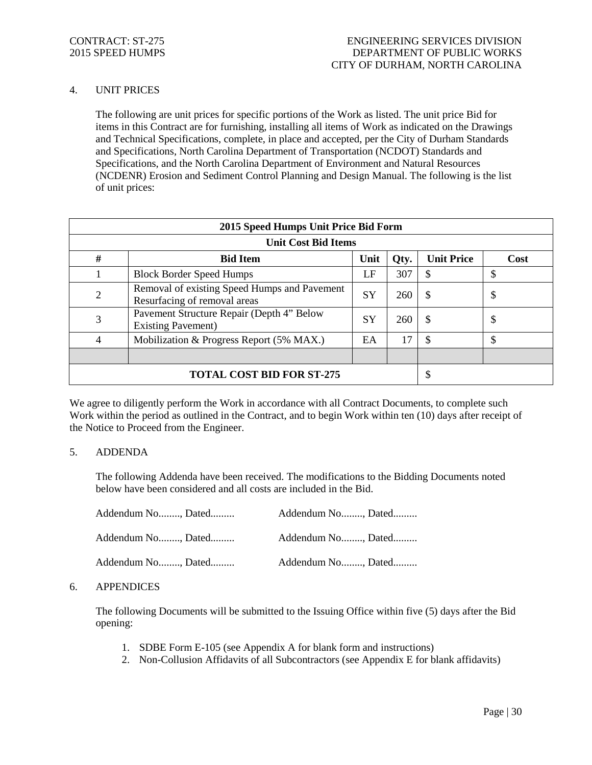## 4. UNIT PRICES

The following are unit prices for specific portions of the Work as listed. The unit price Bid for items in this Contract are for furnishing, installing all items of Work as indicated on the Drawings and Technical Specifications, complete, in place and accepted, per the City of Durham Standards and Specifications, North Carolina Department of Transportation (NCDOT) Standards and Specifications, and the North Carolina Department of Environment and Natural Resources (NCDENR) Erosion and Sediment Control Planning and Design Manual. The following is the list of unit prices:

| **2015 Speed Humps Unit Price Bid Form** | | | | | |
|---|---|---|---|---|---|
| **Unit Cost Bid Items** | | | | | |
| **#** | **Bid Item** | **Unit** | **Qty.** | **Unit Price** | **Cost** |
| 1 | Block Border Speed Humps | LF | 307 | $ | $ |
| 2 | Removal of existing Speed Humps and Pavement Resurfacing of removal areas | SY | 260 | $ | $ |
| 3 | Pavement Structure Repair (Depth 4" Below Existing Pavement) | SY | 260 | $ | $ |
| 4 | Mobilization & Progress Report (5% MAX.) | EA | 17 | $ | $ |
| | | | | | |
| **TOTAL COST BID FOR ST-275** | | | | $ | |

We agree to diligently perform the Work in accordance with all Contract Documents, to complete such Work within the period as outlined in the Contract, and to begin Work within ten (10) days after receipt of the Notice to Proceed from the Engineer.

## 5. ADDENDA

The following Addenda have been received. The modifications to the Bidding Documents noted below have been considered and all costs are included in the Bid.

Addendum No........, Dated......... Addendum No........, Dated.........

Addendum No........, Dated......... Addendum No........, Dated.........

Addendum No........, Dated......... Addendum No........, Dated.........

## 6. APPENDICES

The following Documents will be submitted to the Issuing Office within five (5) days after the Bid opening:

1. SDBE Form E-105 (see Appendix A for blank form and instructions)
2. Non-Collusion Affidavits of all Subcontractors (see Appendix E for blank affidavits)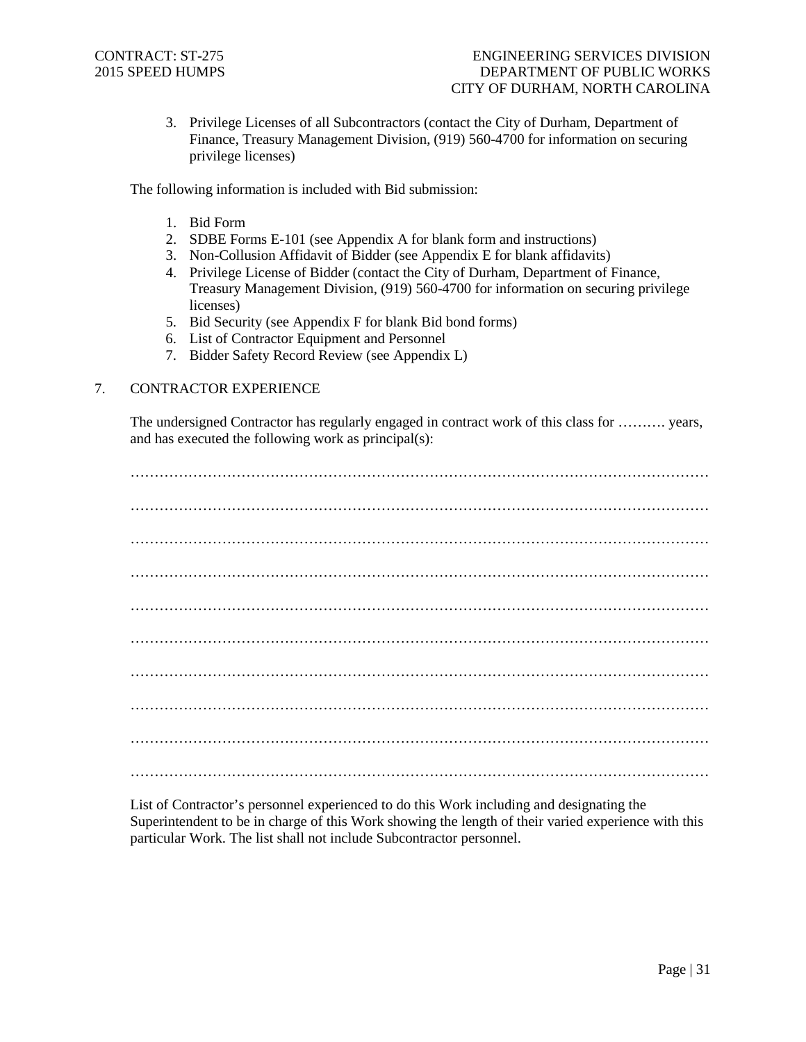3. Privilege Licenses of all Subcontractors (contact the City of Durham, Department of Finance, Treasury Management Division, (919) 560-4700 for information on securing privilege licenses)

The following information is included with Bid submission:

1. Bid Form
2. SDBE Forms E-101 (see Appendix A for blank form and instructions)
3. Non-Collusion Affidavit of Bidder (see Appendix E for blank affidavits)
4. Privilege License of Bidder (contact the City of Durham, Department of Finance, Treasury Management Division, (919) 560-4700 for information on securing privilege licenses)
5. Bid Security (see Appendix F for blank Bid bond forms)
6. List of Contractor Equipment and Personnel
7. Bidder Safety Record Review (see Appendix L)

## 7. CONTRACTOR EXPERIENCE

The undersigned Contractor has regularly engaged in contract work of this class for ………. years, and has executed the following work as principal(s):

…………………………………………………………………………………………………………

…………………………………………………………………………………………………………

…………………………………………………………………………………………………………

…………………………………………………………………………………………………………

…………………………………………………………………………………………………………

…………………………………………………………………………………………………………

…………………………………………………………………………………………………………

…………………………………………………………………………………………………………

…………………………………………………………………………………………………………

…………………………………………………………………………………………………………

List of Contractor's personnel experienced to do this Work including and designating the Superintendent to be in charge of this Work showing the length of their varied experience with this particular Work. The list shall not include Subcontractor personnel.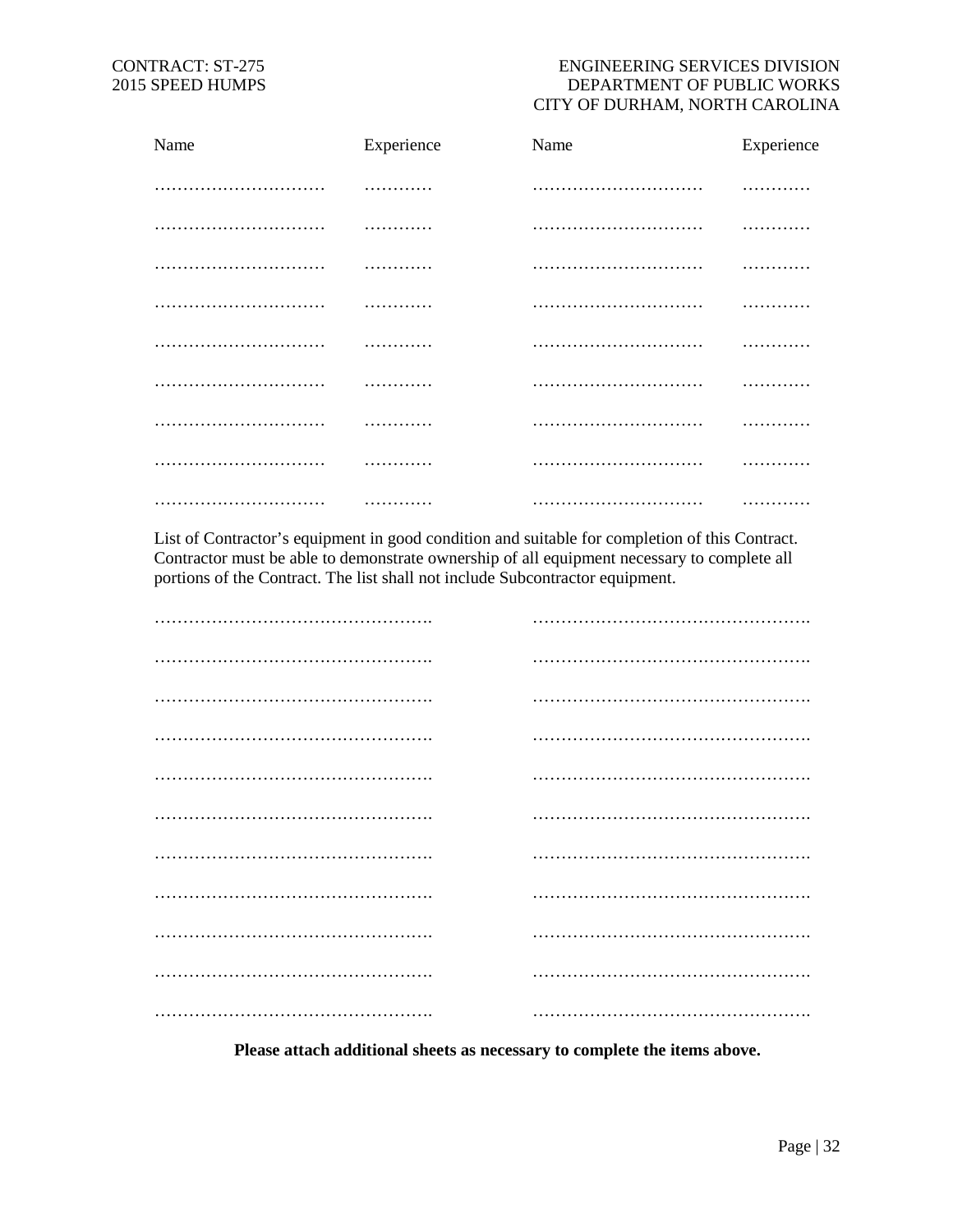| Name | Experience | Name | Experience |
|---|---|---|---|
| ………………………… | ………… | ………………………… | ………… |
| ………………………… | ………… | ………………………… | ………… |
| ………………………… | ………… | ………………………… | ………… |
| ………………………… | ………… | ………………………… | ………… |
| ………………………… | ………… | ………………………… | ………… |
| ………………………… | ………… | ………………………… | ………… |
| ………………………… | ………… | ………………………… | ………… |
| ………………………… | ………… | ………………………… | ………… |
| ………………………… | ………… | ………………………… | ………… |

List of Contractor's equipment in good condition and suitable for completion of this Contract. Contractor must be able to demonstrate ownership of all equipment necessary to complete all portions of the Contract. The list shall not include Subcontractor equipment.

| | |
|---|---|
| …………………………………………. | …………………………………………. |
| …………………………………………. | …………………………………………. |
| …………………………………………. | …………………………………………. |
| …………………………………………. | …………………………………………. |
| …………………………………………. | …………………………………………. |
| …………………………………………. | …………………………………………. |
| …………………………………………. | …………………………………………. |
| …………………………………………. | …………………………………………. |
| …………………………………………. | …………………………………………. |
| …………………………………………. | …………………………………………. |
| …………………………………………. | …………………………………………. |

**Please attach additional sheets as necessary to complete the items above.**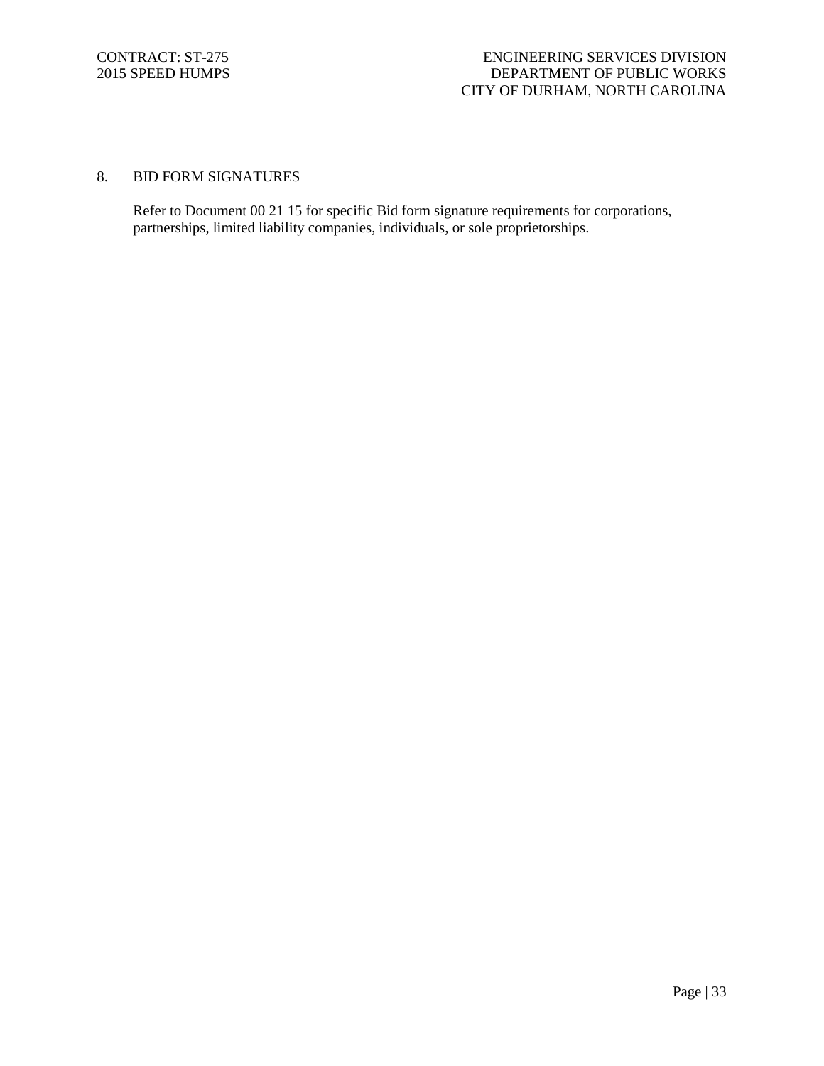## 8. BID FORM SIGNATURES

Refer to Document 00 21 15 for specific Bid form signature requirements for corporations, partnerships, limited liability companies, individuals, or sole proprietorships.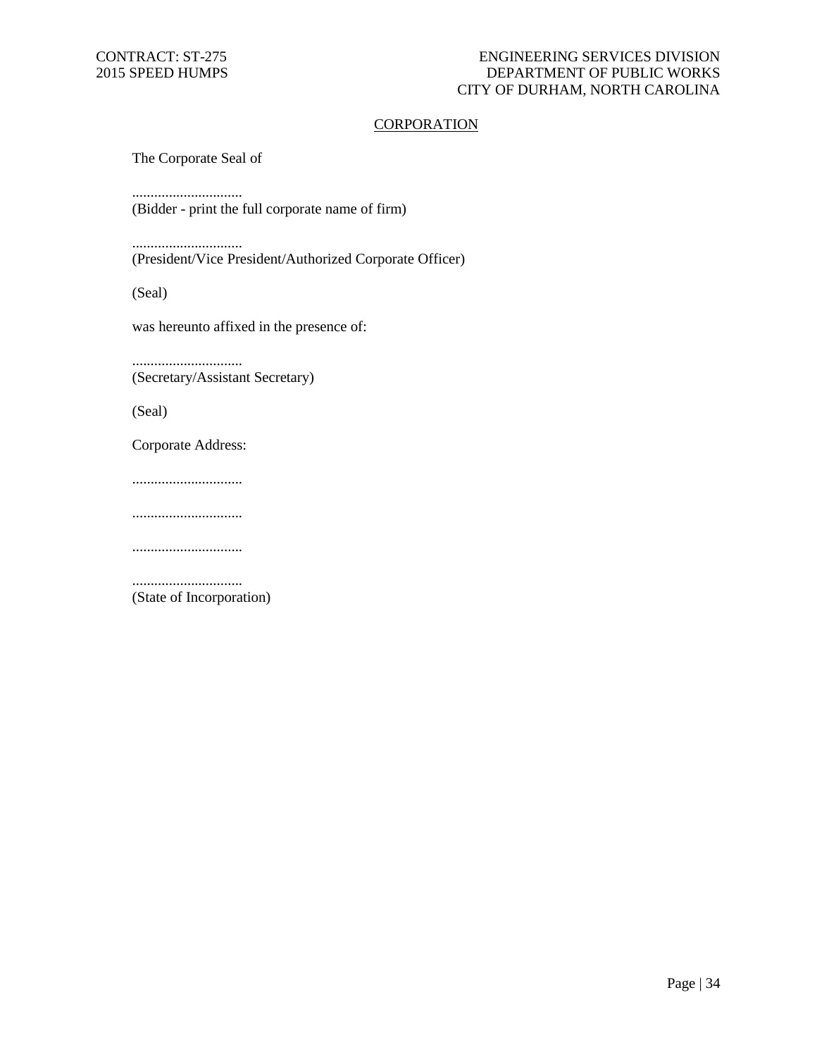## CORPORATION

The Corporate Seal of

..............................
(Bidder - print the full corporate name of firm)

..............................
(President/Vice President/Authorized Corporate Officer)

(Seal)

was hereunto affixed in the presence of:

..............................
(Secretary/Assistant Secretary)

(Seal)

Corporate Address:

..............................

..............................

..............................

..............................
(State of Incorporation)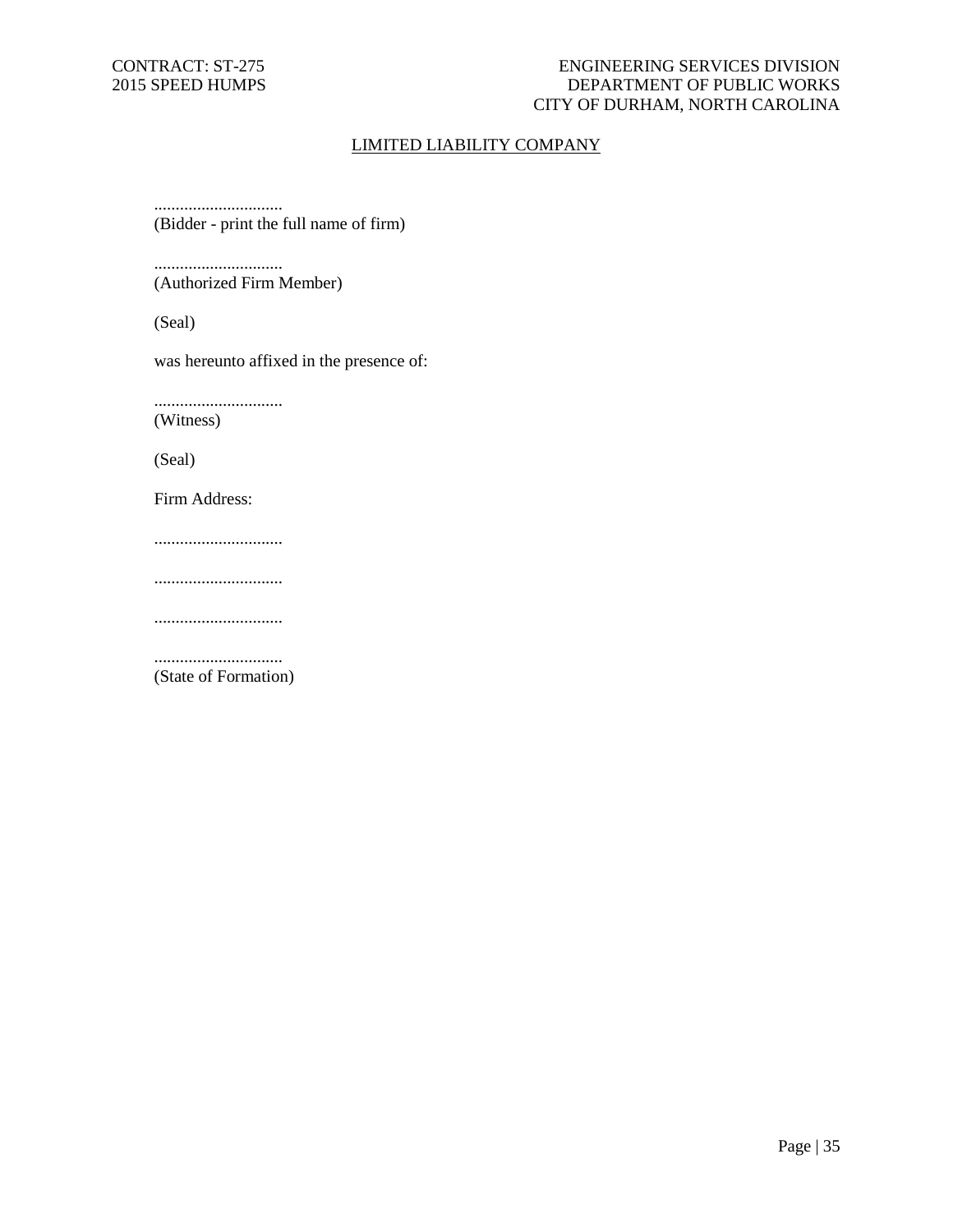## LIMITED LIABILITY COMPANY

..............................
(Bidder - print the full name of firm)

..............................
(Authorized Firm Member)

(Seal)

was hereunto affixed in the presence of:

..............................
(Witness)

(Seal)

Firm Address:

..............................

..............................

..............................

..............................
(State of Formation)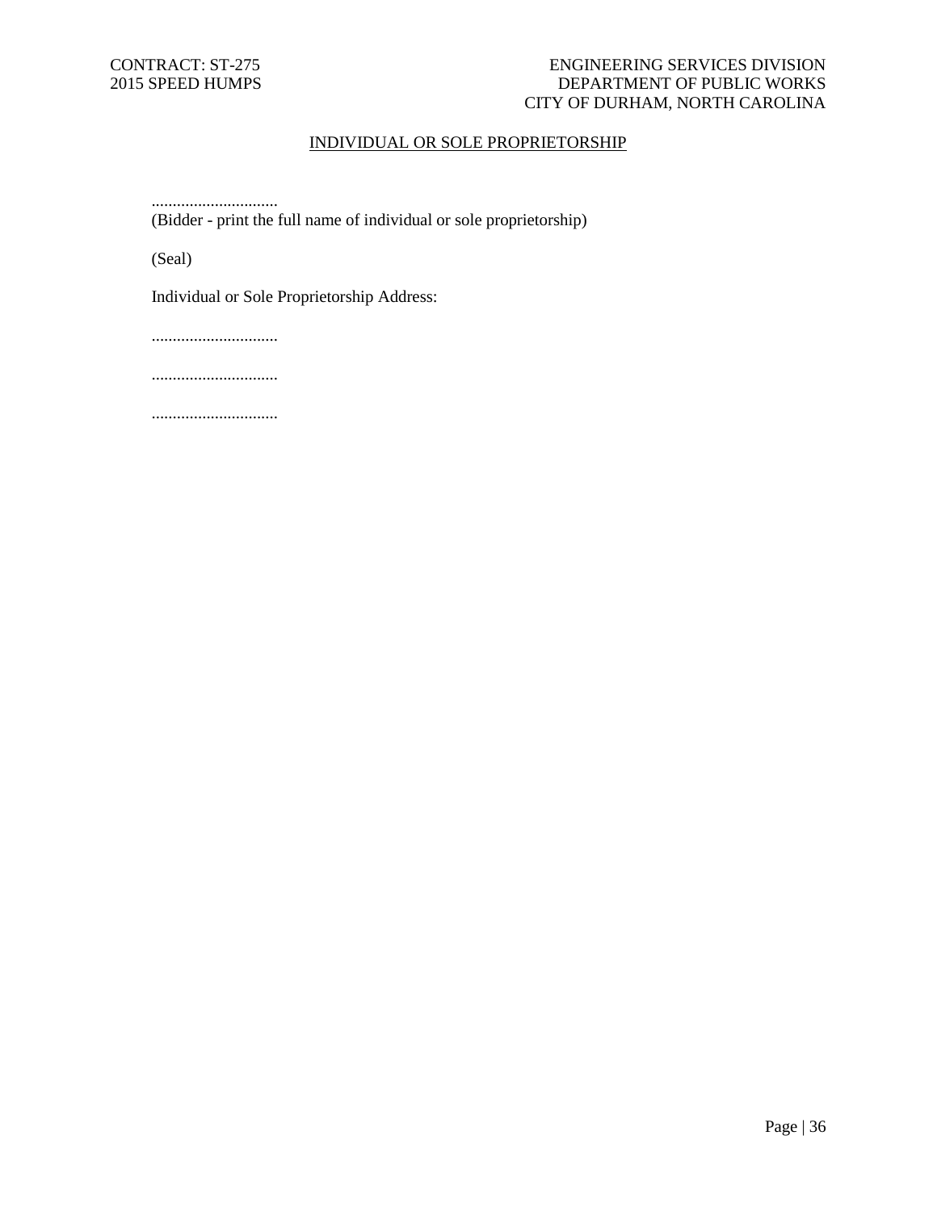## INDIVIDUAL OR SOLE PROPRIETORSHIP

..............................
(Bidder - print the full name of individual or sole proprietorship)

(Seal)

Individual or Sole Proprietorship Address:

..............................

..............................

..............................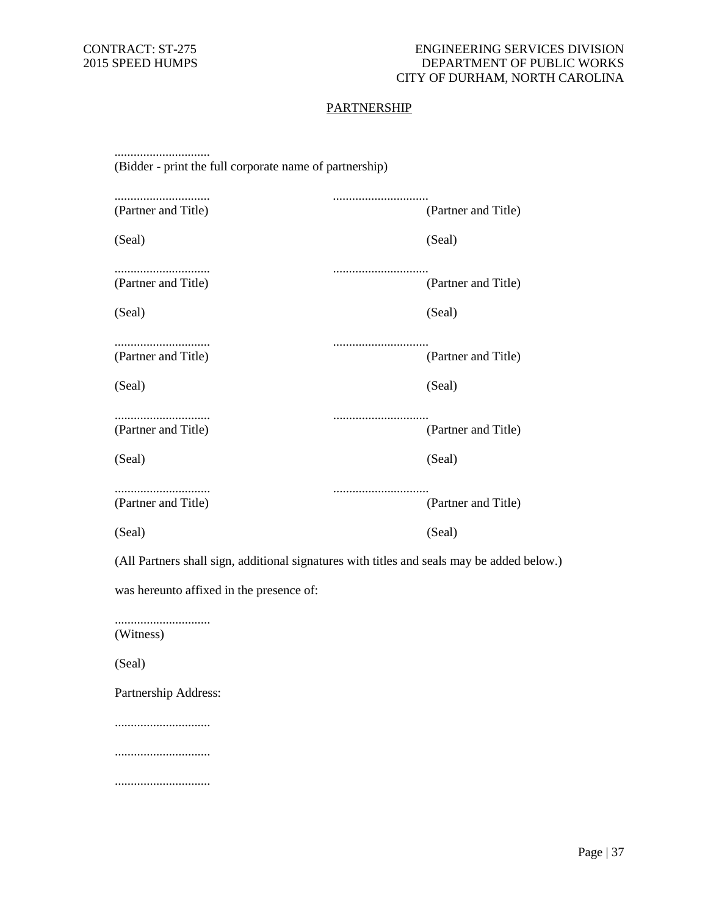## PARTNERSHIP

..............................
(Bidder - print the full corporate name of partnership)

| | |
|---|---|
| .............................. | .............................. |
| (Partner and Title) | (Partner and Title) |
| (Seal) | (Seal) |
| .............................. | .............................. |
| (Partner and Title) | (Partner and Title) |
| (Seal) | (Seal) |
| .............................. | .............................. |
| (Partner and Title) | (Partner and Title) |
| (Seal) | (Seal) |
| .............................. | .............................. |
| (Partner and Title) | (Partner and Title) |
| (Seal) | (Seal) |
| .............................. | .............................. |
| (Partner and Title) | (Partner and Title) |
| (Seal) | (Seal) |

(All Partners shall sign, additional signatures with titles and seals may be added below.)

was hereunto affixed in the presence of:

..............................
(Witness)

(Seal)

Partnership Address:

..............................

..............................

..............................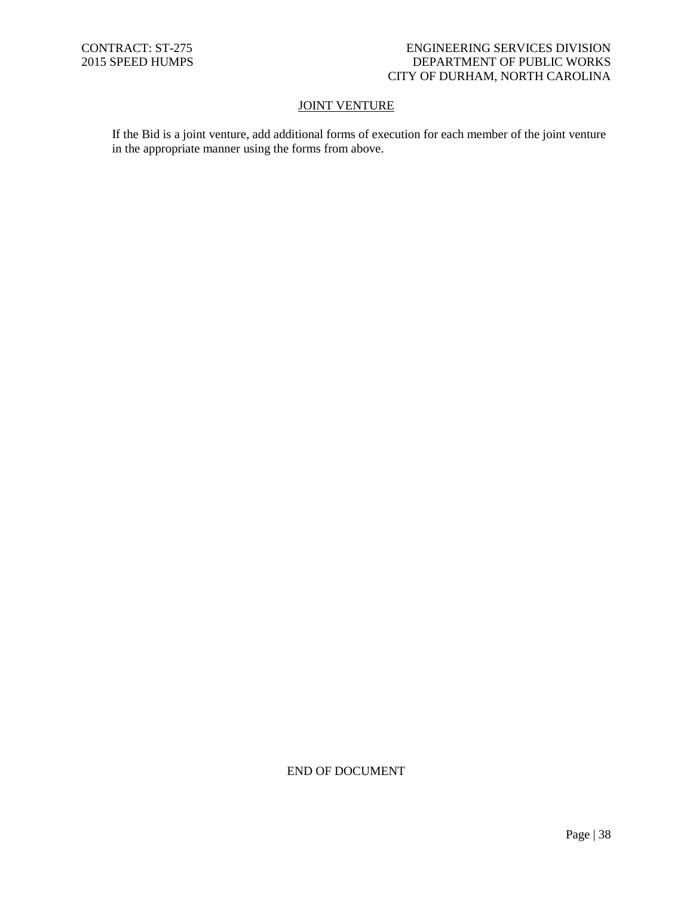## JOINT VENTURE

If the Bid is a joint venture, add additional forms of execution for each member of the joint venture in the appropriate manner using the forms from above.

END OF DOCUMENT